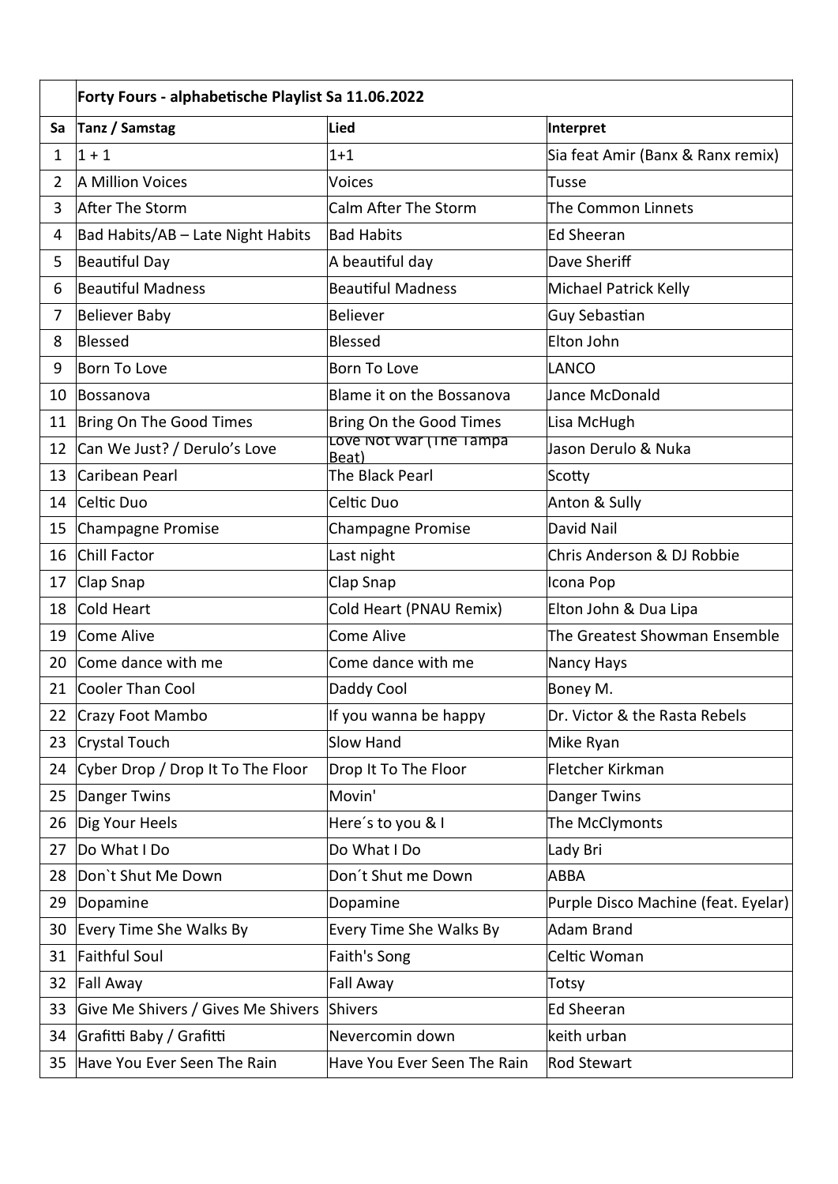| | Forty Fours - alphabetische Playlist Sa 11.06.2022 | | |
|---|---|---|---|
| **Sa** | **Tanz / Samstag** | **Lied** | **Interpret** |
| 1 | 1 + 1 | 1+1 | Sia feat Amir (Banx & Ranx remix) |
| 2 | A Million Voices | Voices | Tusse |
| 3 | After The Storm | Calm After The Storm | The Common Linnets |
| 4 | Bad Habits/AB – Late Night Habits | Bad Habits | Ed Sheeran |
| 5 | Beautiful Day | A beautiful day | Dave Sheriff |
| 6 | Beautiful Madness | Beautiful Madness | Michael Patrick Kelly |
| 7 | Believer Baby | Believer | Guy Sebastian |
| 8 | Blessed | Blessed | Elton John |
| 9 | Born To Love | Born To Love | LANCO |
| 10 | Bossanova | Blame it on the Bossanova | Jance McDonald |
| 11 | Bring On The Good Times | Bring On the Good Times | Lisa McHugh |
| 12 | Can We Just? / Derulo's Love | Love Not War (The Tampa Beat) | Jason Derulo & Nuka |
| 13 | Caribean Pearl | The Black Pearl | Scotty |
| 14 | Celtic Duo | Celtic Duo | Anton & Sully |
| 15 | Champagne Promise | Champagne Promise | David Nail |
| 16 | Chill Factor | Last night | Chris Anderson & DJ Robbie |
| 17 | Clap Snap | Clap Snap | Icona Pop |
| 18 | Cold Heart | Cold Heart (PNAU Remix) | Elton John & Dua Lipa |
| 19 | Come Alive | Come Alive | The Greatest Showman Ensemble |
| 20 | Come dance with me | Come dance with me | Nancy Hays |
| 21 | Cooler Than Cool | Daddy Cool | Boney M. |
| 22 | Crazy Foot Mambo | If you wanna be happy | Dr. Victor & the Rasta Rebels |
| 23 | Crystal Touch | Slow Hand | Mike Ryan |
| 24 | Cyber Drop / Drop It To The Floor | Drop It To The Floor | Fletcher Kirkman |
| 25 | Danger Twins | Movin' | Danger Twins |
| 26 | Dig Your Heels | Here´s to you & I | The McClymonts |
| 27 | Do What I Do | Do What I Do | Lady Bri |
| 28 | Don`t Shut Me Down | Don´t Shut me Down | ABBA |
| 29 | Dopamine | Dopamine | Purple Disco Machine (feat. Eyelar) |
| 30 | Every Time She Walks By | Every Time She Walks By | Adam Brand |
| 31 | Faithful Soul | Faith's Song | Celtic Woman |
| 32 | Fall Away | Fall Away | Totsy |
| 33 | Give Me Shivers / Gives Me Shivers | Shivers | Ed Sheeran |
| 34 | Grafitti Baby / Grafitti | Nevercomin down | keith urban |
| 35 | Have You Ever Seen The Rain | Have You Ever Seen The Rain | Rod Stewart |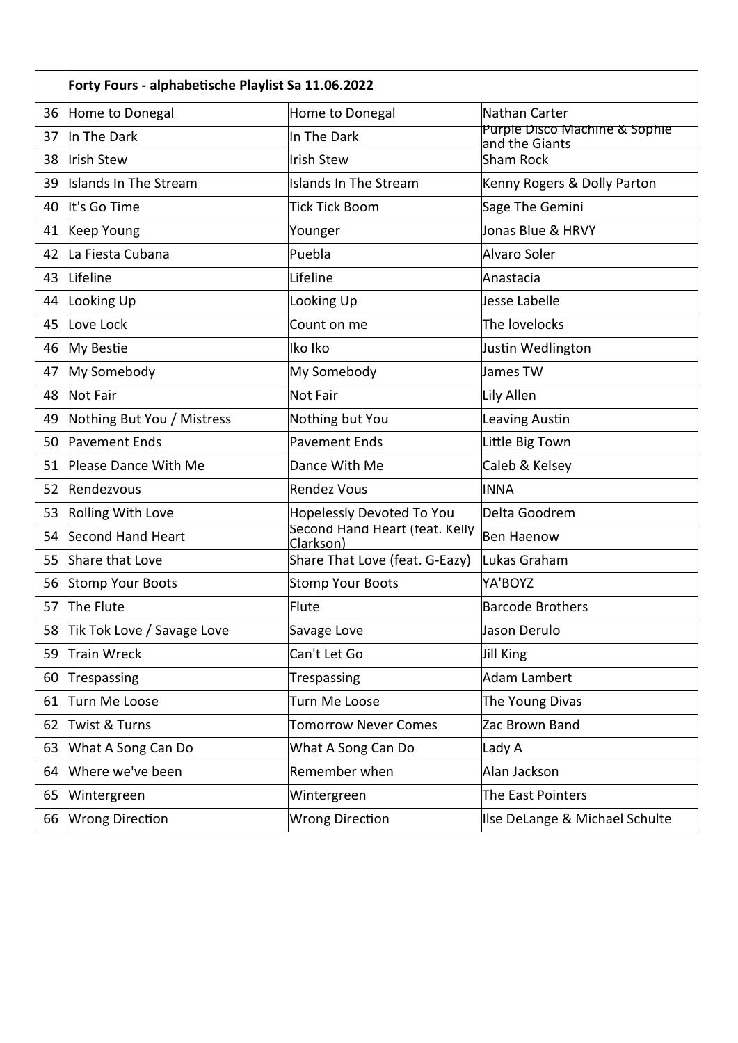| | Forty Fours - alphabetische Playlist Sa 11.06.2022 | | |
|---|---|---|---|
| 36 | Home to Donegal | Home to Donegal | Nathan Carter |
| 37 | In The Dark | In The Dark | Purple Disco Machine & Sophie and the Giants |
| 38 | Irish Stew | Irish Stew | Sham Rock |
| 39 | Islands In The Stream | Islands In The Stream | Kenny Rogers & Dolly Parton |
| 40 | It's Go Time | Tick Tick Boom | Sage The Gemini |
| 41 | Keep Young | Younger | Jonas Blue & HRVY |
| 42 | La Fiesta Cubana | Puebla | Alvaro Soler |
| 43 | Lifeline | Lifeline | Anastacia |
| 44 | Looking Up | Looking Up | Jesse Labelle |
| 45 | Love Lock | Count on me | The lovelocks |
| 46 | My Bestie | Iko Iko | Justin Wedlington |
| 47 | My Somebody | My Somebody | James TW |
| 48 | Not Fair | Not Fair | Lily Allen |
| 49 | Nothing But You / Mistress | Nothing but You | Leaving Austin |
| 50 | Pavement Ends | Pavement Ends | Little Big Town |
| 51 | Please Dance With Me | Dance With Me | Caleb & Kelsey |
| 52 | Rendezvous | Rendez Vous | INNA |
| 53 | Rolling With Love | Hopelessly Devoted To You | Delta Goodrem |
| 54 | Second Hand Heart | Second Hand Heart (feat. Kelly Clarkson) | Ben Haenow |
| 55 | Share that Love | Share That Love (feat. G-Eazy) | Lukas Graham |
| 56 | Stomp Your Boots | Stomp Your Boots | YA'BOYZ |
| 57 | The Flute | Flute | Barcode Brothers |
| 58 | Tik Tok Love / Savage Love | Savage Love | Jason Derulo |
| 59 | Train Wreck | Can't Let Go | Jill King |
| 60 | Trespassing | Trespassing | Adam Lambert |
| 61 | Turn Me Loose | Turn Me Loose | The Young Divas |
| 62 | Twist & Turns | Tomorrow Never Comes | Zac Brown Band |
| 63 | What A Song Can Do | What A Song Can Do | Lady A |
| 64 | Where we've been | Remember when | Alan Jackson |
| 65 | Wintergreen | Wintergreen | The East Pointers |
| 66 | Wrong Direction | Wrong Direction | Ilse DeLange & Michael Schulte |